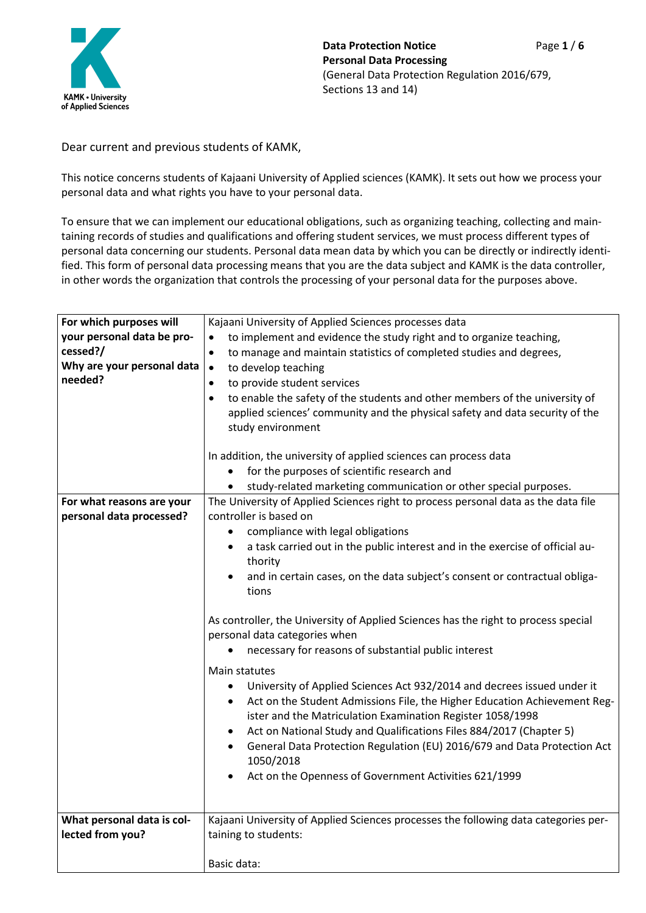**Data Protection Notice**
**Personal Data Processing**
(General Data Protection Regulation 2016/679, Sections 13 and 14)

Dear current and previous students of KAMK,

This notice concerns students of Kajaani University of Applied sciences (KAMK). It sets out how we process your personal data and what rights you have to your personal data.

To ensure that we can implement our educational obligations, such as organizing teaching, collecting and maintaining records of studies and qualifications and offering student services, we must process different types of personal data concerning our students. Personal data mean data by which you can be directly or indirectly identified. This form of personal data processing means that you are the data subject and KAMK is the data controller, in other words the organization that controls the processing of your personal data for the purposes above.

| | |
|---|---|
| **For which purposes will your personal data be processed?/ Why are your personal data needed?** | Kajaani University of Applied Sciences processes data<br>• to implement and evidence the study right and to organize teaching,<br>• to manage and maintain statistics of completed studies and degrees,<br>• to develop teaching<br>• to provide student services<br>• to enable the safety of the students and other members of the university of applied sciences' community and the physical safety and data security of the study environment<br><br>In addition, the university of applied sciences can process data<br>• for the purposes of scientific research and<br>• study-related marketing communication or other special purposes. |
| **For what reasons are your personal data processed?** | The University of Applied Sciences right to process personal data as the data file controller is based on<br>• compliance with legal obligations<br>• a task carried out in the public interest and in the exercise of official authority<br>• and in certain cases, on the data subject's consent or contractual obligations<br><br>As controller, the University of Applied Sciences has the right to process special personal data categories when<br>• necessary for reasons of substantial public interest<br><br>Main statutes<br>• University of Applied Sciences Act 932/2014 and decrees issued under it<br>• Act on the Student Admissions File, the Higher Education Achievement Register and the Matriculation Examination Register 1058/1998<br>• Act on National Study and Qualifications Files 884/2017 (Chapter 5)<br>• General Data Protection Regulation (EU) 2016/679 and Data Protection Act 1050/2018<br>• Act on the Openness of Government Activities 621/1999 |
| **What personal data is collected from you?** | Kajaani University of Applied Sciences processes the following data categories pertaining to students:<br><br>Basic data: |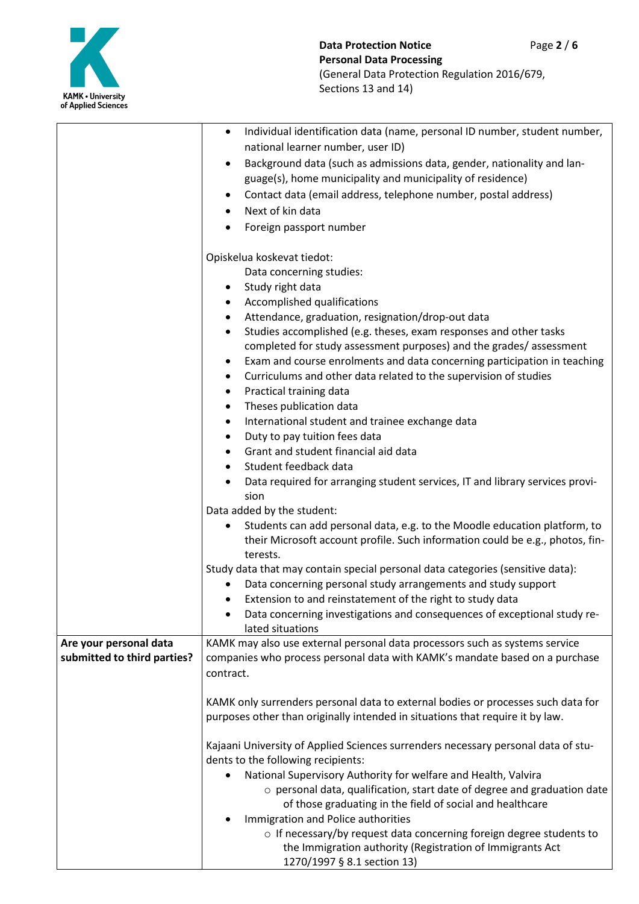| | |
|---|---|
| | • Individual identification data (name, personal ID number, student number, national learner number, user ID)<br>• Background data (such as admissions data, gender, nationality and language(s), home municipality and municipality of residence)<br>• Contact data (email address, telephone number, postal address)<br>• Next of kin data<br>• Foreign passport number<br><br>Opiskelua koskevat tiedot:<br>Data concerning studies:<br>• Study right data<br>• Accomplished qualifications<br>• Attendance, graduation, resignation/drop-out data<br>• Studies accomplished (e.g. theses, exam responses and other tasks completed for study assessment purposes) and the grades/ assessment<br>• Exam and course enrolments and data concerning participation in teaching<br>• Curriculums and other data related to the supervision of studies<br>• Practical training data<br>• Theses publication data<br>• International student and trainee exchange data<br>• Duty to pay tuition fees data<br>• Grant and student financial aid data<br>• Student feedback data<br>• Data required for arranging student services, IT and library services provision<br><br>Data added by the student:<br>• Students can add personal data, e.g. to the Moodle education platform, to their Microsoft account profile. Such information could be e.g., photos, finterests.<br><br>Study data that may contain special personal data categories (sensitive data):<br>• Data concerning personal study arrangements and study support<br>• Extension to and reinstatement of the right to study data<br>• Data concerning investigations and consequences of exceptional study related situations |
| **Are your personal data submitted to third parties?** | KAMK may also use external personal data processors such as systems service companies who process personal data with KAMK's mandate based on a purchase contract.<br><br>KAMK only surrenders personal data to external bodies or processes such data for purposes other than originally intended in situations that require it by law.<br><br>Kajaani University of Applied Sciences surrenders necessary personal data of students to the following recipients:<br>• National Supervisory Authority for welfare and Health, Valvira<br>  ○ personal data, qualification, start date of degree and graduation date of those graduating in the field of social and healthcare<br>• Immigration and Police authorities<br>  ○ If necessary/by request data concerning foreign degree students to the Immigration authority (Registration of Immigrants Act 1270/1997 § 8.1 section 13) |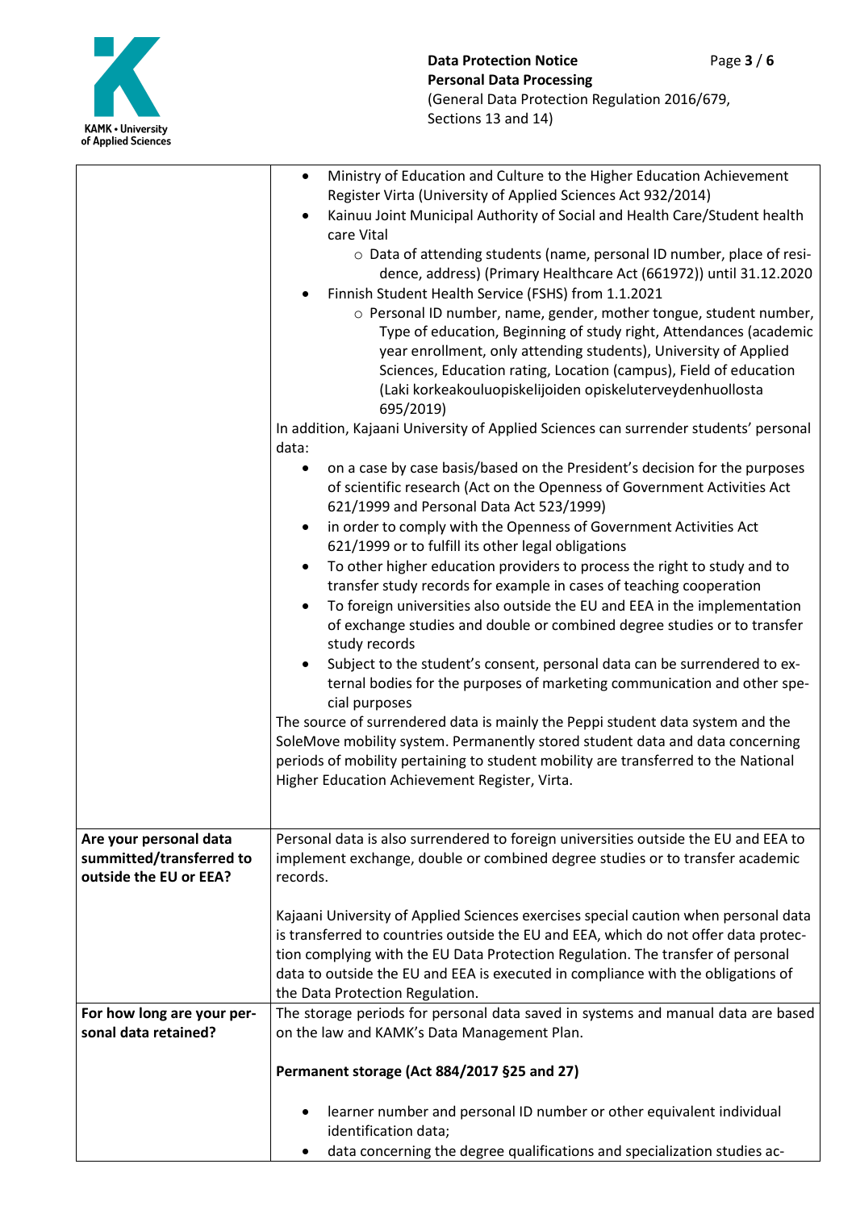| | |
|---|---|
| | • Ministry of Education and Culture to the Higher Education Achievement Register Virta (University of Applied Sciences Act 932/2014)<br>• Kainuu Joint Municipal Authority of Social and Health Care/Student health care Vital<br>  ○ Data of attending students (name, personal ID number, place of residence, address) (Primary Healthcare Act (661972)) until 31.12.2020<br>• Finnish Student Health Service (FSHS) from 1.1.2021<br>  ○ Personal ID number, name, gender, mother tongue, student number, Type of education, Beginning of study right, Attendances (academic year enrollment, only attending students), University of Applied Sciences, Education rating, Location (campus), Field of education (Laki korkeakouluopiskelijoiden opiskeluterveydenhuollosta 695/2019)<br>In addition, Kajaani University of Applied Sciences can surrender students' personal data:<br>• on a case by case basis/based on the President's decision for the purposes of scientific research (Act on the Openness of Government Activities Act 621/1999 and Personal Data Act 523/1999)<br>• in order to comply with the Openness of Government Activities Act 621/1999 or to fulfill its other legal obligations<br>• To other higher education providers to process the right to study and to transfer study records for example in cases of teaching cooperation<br>• To foreign universities also outside the EU and EEA in the implementation of exchange studies and double or combined degree studies or to transfer study records<br>• Subject to the student's consent, personal data can be surrendered to external bodies for the purposes of marketing communication and other special purposes<br>The source of surrendered data is mainly the Peppi student data system and the SoleMove mobility system. Permanently stored student data and data concerning periods of mobility pertaining to student mobility are transferred to the National Higher Education Achievement Register, Virta. |
| **Are your personal data summitted/transferred to outside the EU or EEA?** | Personal data is also surrendered to foreign universities outside the EU and EEA to implement exchange, double or combined degree studies or to transfer academic records.<br><br>Kajaani University of Applied Sciences exercises special caution when personal data is transferred to countries outside the EU and EEA, which do not offer data protection complying with the EU Data Protection Regulation. The transfer of personal data to outside the EU and EEA is executed in compliance with the obligations of the Data Protection Regulation. |
| **For how long are your personal data retained?** | The storage periods for personal data saved in systems and manual data are based on the law and KAMK's Data Management Plan.<br><br>**Permanent storage (Act 884/2017 §25 and 27)**<br><br>• learner number and personal ID number or other equivalent individual identification data;<br>• data concerning the degree qualifications and specialization studies ac- |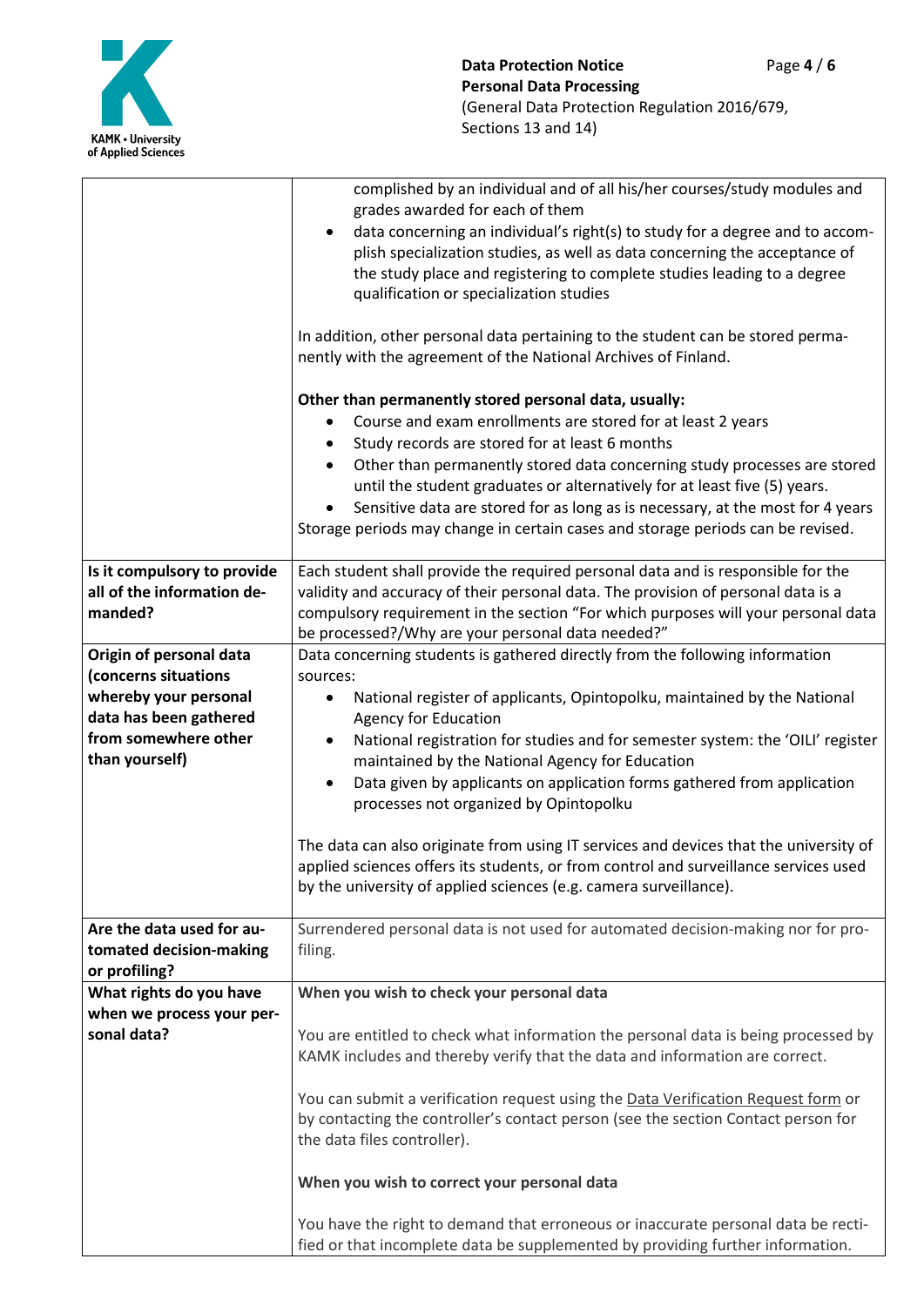| | |
|---|---|
| | complished by an individual and of all his/her courses/study modules and grades awarded for each of them<br>• data concerning an individual's right(s) to study for a degree and to accomplish specialization studies, as well as data concerning the acceptance of the study place and registering to complete studies leading to a degree qualification or specialization studies<br><br>In addition, other personal data pertaining to the student can be stored permanently with the agreement of the National Archives of Finland.<br><br>**Other than permanently stored personal data, usually:**<br>• Course and exam enrollments are stored for at least 2 years<br>• Study records are stored for at least 6 months<br>• Other than permanently stored data concerning study processes are stored until the student graduates or alternatively for at least five (5) years.<br>• Sensitive data are stored for as long as is necessary, at the most for 4 years<br>Storage periods may change in certain cases and storage periods can be revised. |
| **Is it compulsory to provide all of the information demanded?** | Each student shall provide the required personal data and is responsible for the validity and accuracy of their personal data. The provision of personal data is a compulsory requirement in the section "For which purposes will your personal data be processed?/Why are your personal data needed?" |
| **Origin of personal data (concerns situations whereby your personal data has been gathered from somewhere other than yourself)** | Data concerning students is gathered directly from the following information sources:<br>• National register of applicants, Opintopolku, maintained by the National Agency for Education<br>• National registration for studies and for semester system: the 'OILI' register maintained by the National Agency for Education<br>• Data given by applicants on application forms gathered from application processes not organized by Opintopolku<br><br>The data can also originate from using IT services and devices that the university of applied sciences offers its students, or from control and surveillance services used by the university of applied sciences (e.g. camera surveillance). |
| **Are the data used for automated decision-making or profiling?** | Surrendered personal data is not used for automated decision-making nor for profiling. |
| **What rights do you have when we process your personal data?** | **When you wish to check your personal data**<br><br>You are entitled to check what information the personal data is being processed by KAMK includes and thereby verify that the data and information are correct.<br><br>You can submit a verification request using the Data Verification Request form or by contacting the controller's contact person (see the section Contact person for the data files controller).<br><br>**When you wish to correct your personal data**<br><br>You have the right to demand that erroneous or inaccurate personal data be rectified or that incomplete data be supplemented by providing further information. |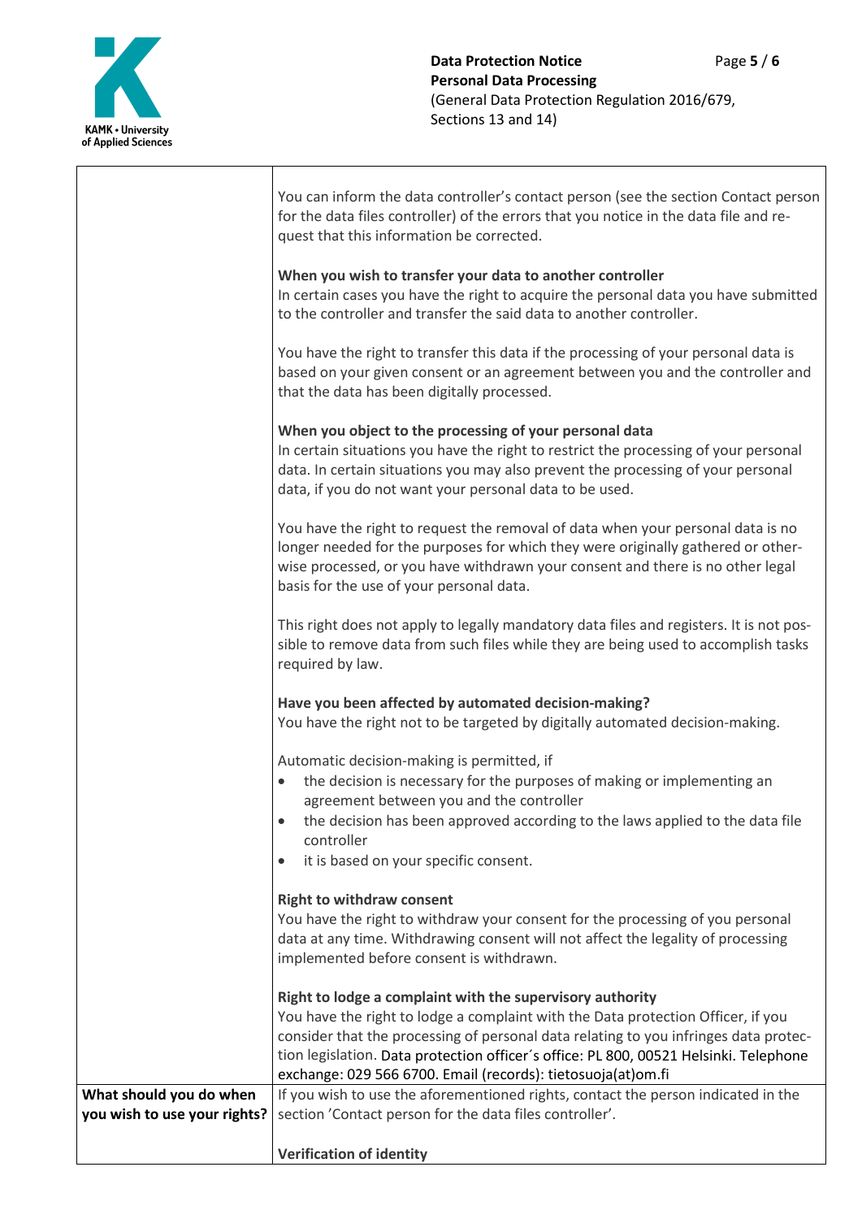| | |
|---|---|
| | You can inform the data controller's contact person (see the section Contact person for the data files controller) of the errors that you notice in the data file and request that this information be corrected.<br><br>**When you wish to transfer your data to another controller**<br>In certain cases you have the right to acquire the personal data you have submitted to the controller and transfer the said data to another controller.<br><br>You have the right to transfer this data if the processing of your personal data is based on your given consent or an agreement between you and the controller and that the data has been digitally processed.<br><br>**When you object to the processing of your personal data**<br>In certain situations you have the right to restrict the processing of your personal data. In certain situations you may also prevent the processing of your personal data, if you do not want your personal data to be used.<br><br>You have the right to request the removal of data when your personal data is no longer needed for the purposes for which they were originally gathered or otherwise processed, or you have withdrawn your consent and there is no other legal basis for the use of your personal data.<br><br>This right does not apply to legally mandatory data files and registers. It is not possible to remove data from such files while they are being used to accomplish tasks required by law.<br><br>**Have you been affected by automated decision-making?**<br>You have the right not to be targeted by digitally automated decision-making.<br><br>Automatic decision-making is permitted, if<br>• the decision is necessary for the purposes of making or implementing an agreement between you and the controller<br>• the decision has been approved according to the laws applied to the data file controller<br>• it is based on your specific consent.<br><br>**Right to withdraw consent**<br>You have the right to withdraw your consent for the processing of you personal data at any time. Withdrawing consent will not affect the legality of processing implemented before consent is withdrawn.<br><br>**Right to lodge a complaint with the supervisory authority**<br>You have the right to lodge a complaint with the Data protection Officer, if you consider that the processing of personal data relating to you infringes data protection legislation. Data protection officer´s office: PL 800, 00521 Helsinki. Telephone exchange: 029 566 6700. Email (records): tietosuoja(at)om.fi |
| **What should you do when you wish to use your rights?** | If you wish to use the aforementioned rights, contact the person indicated in the section 'Contact person for the data files controller'.<br><br>**Verification of identity** |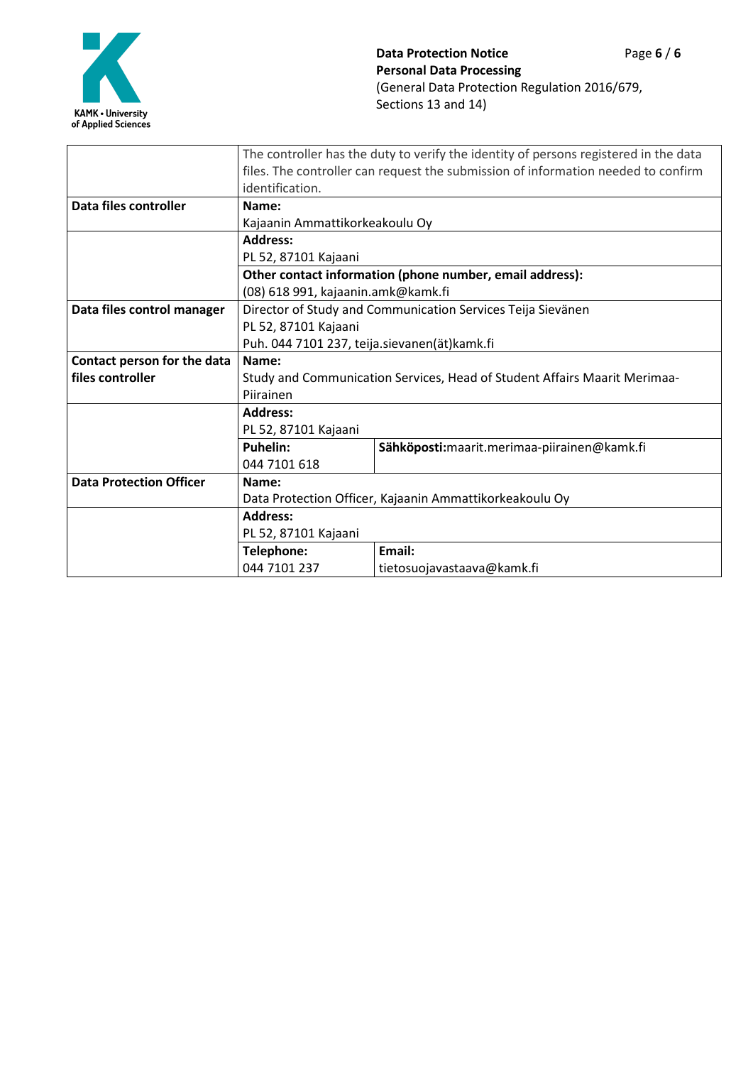| | | |
|---|---|---|
| | The controller has the duty to verify the identity of persons registered in the data files. The controller can request the submission of information needed to confirm identification. | |
| **Data files controller** | **Name:**<br>Kajaanin Ammattikorkeakoulu Oy | |
| | **Address:**<br>PL 52, 87101 Kajaani | |
| | **Other contact information (phone number, email address):**<br>(08) 618 991, kajaanin.amk@kamk.fi | |
| **Data files control manager** | Director of Study and Communication Services Teija Sievänen<br>PL 52, 87101 Kajaani<br>Puh. 044 7101 237, teija.sievanen(ät)kamk.fi | |
| **Contact person for the data files controller** | **Name:**<br>Study and Communication Services, Head of Student Affairs Maarit Merimaa-Piirainen | |
| | **Address:**<br>PL 52, 87101 Kajaani | |
| | **Puhelin:**<br>044 7101 618 | **Sähköposti:**maarit.merimaa-piirainen@kamk.fi |
| **Data Protection Officer** | **Name:**<br>Data Protection Officer, Kajaanin Ammattikorkeakoulu Oy | |
| | **Address:**<br>PL 52, 87101 Kajaani | |
| | **Telephone:**<br>044 7101 237 | **Email:**<br>tietosuojavastaava@kamk.fi |